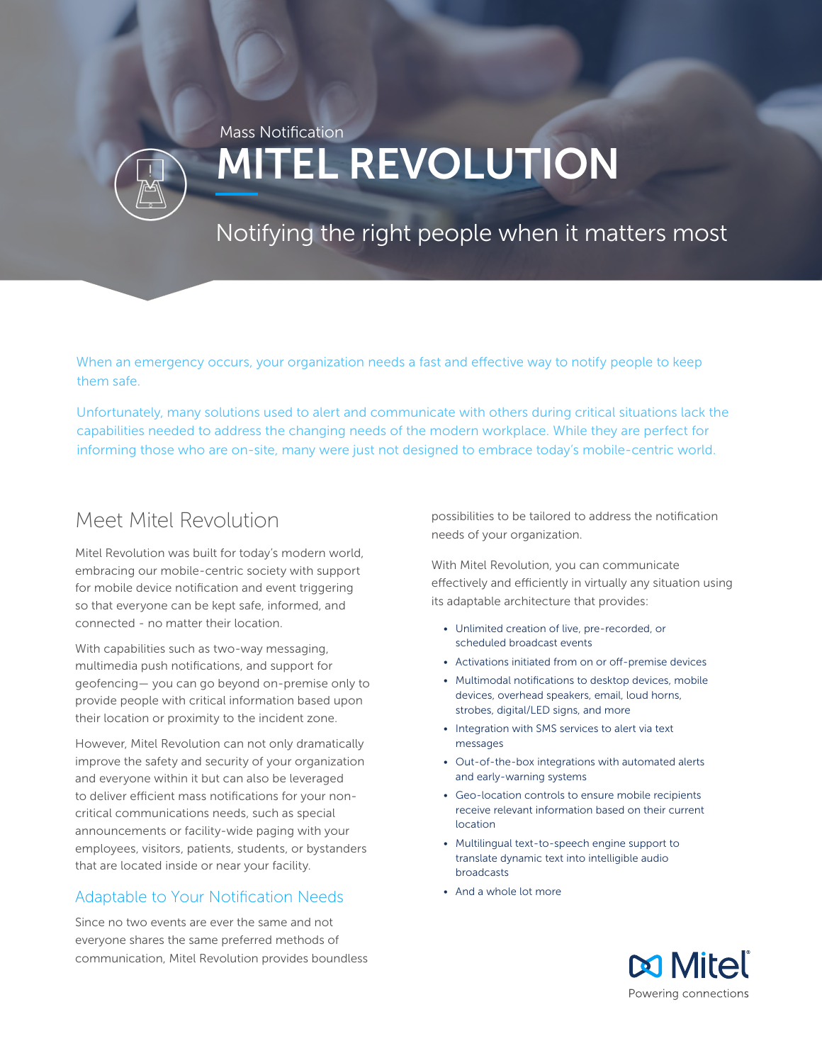Mass Notification

# MITEL REVOLUTION

## Notifying the right people when it matters most

When an emergency occurs, your organization needs a fast and effective way to notify people to keep them safe.

Unfortunately, many solutions used to alert and communicate with others during critical situations lack the capabilities needed to address the changing needs of the modern workplace. While they are perfect for informing those who are on-site, many were just not designed to embrace today's mobile-centric world.

## Meet Mitel Revolution

Mitel Revolution was built for today's modern world, embracing our mobile-centric society with support for mobile device notification and event triggering so that everyone can be kept safe, informed, and connected - no matter their location.

With capabilities such as two-way messaging, multimedia push notifications, and support for geofencing— you can go beyond on-premise only to provide people with critical information based upon their location or proximity to the incident zone.

However, Mitel Revolution can not only dramatically improve the safety and security of your organization and everyone within it but can also be leveraged to deliver efficient mass notifications for your non-critical communications needs, such as special announcements or facility-wide paging with your employees, visitors, patients, students, or bystanders that are located inside or near your facility.

### Adaptable to Your Notification Needs

Since no two events are ever the same and not everyone shares the same preferred methods of communication, Mitel Revolution provides boundless possibilities to be tailored to address the notification needs of your organization.

With Mitel Revolution, you can communicate effectively and efficiently in virtually any situation using its adaptable architecture that provides:

- Unlimited creation of live, pre-recorded, or scheduled broadcast events
- Activations initiated from on or off-premise devices
- Multimodal notifications to desktop devices, mobile devices, overhead speakers, email, loud horns, strobes, digital/LED signs, and more
- Integration with SMS services to alert via text messages
- Out-of-the-box integrations with automated alerts and early-warning systems
- Geo-location controls to ensure mobile recipients receive relevant information based on their current location
- Multilingual text-to-speech engine support to translate dynamic text into intelligible audio broadcasts
- And a whole lot more

Mitel
Powering connections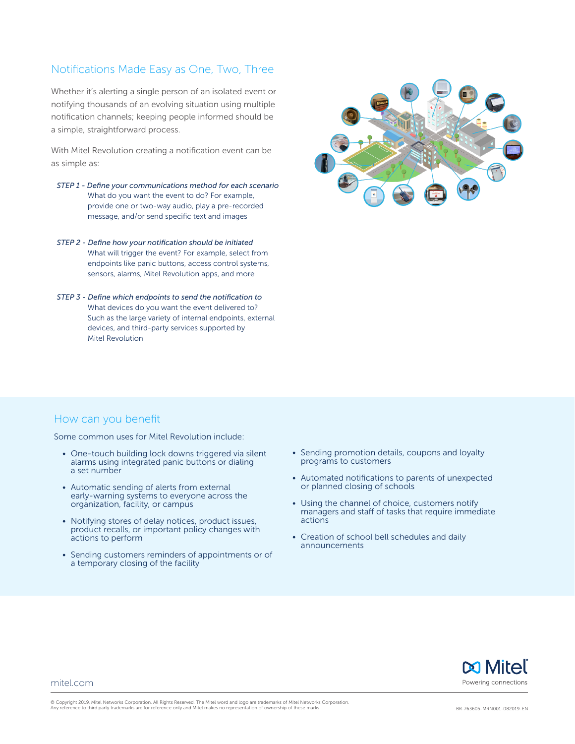## Notifications Made Easy as One, Two, Three

Whether it's alerting a single person of an isolated event or notifying thousands of an evolving situation using multiple notification channels; keeping people informed should be a simple, straightforward process.

With Mitel Revolution creating a notification event can be as simple as:

*STEP 1 - Define your communications method for each scenario*
What do you want the event to do? For example, provide one or two-way audio, play a pre-recorded message, and/or send specific text and images

*STEP 2 - Define how your notification should be initiated*
What will trigger the event? For example, select from endpoints like panic buttons, access control systems, sensors, alarms, Mitel Revolution apps, and more

*STEP 3 - Define which endpoints to send the notification to*
What devices do you want the event delivered to? Such as the large variety of internal endpoints, external devices, and third-party services supported by Mitel Revolution

## How can you benefit

Some common uses for Mitel Revolution include:

- One-touch building lock downs triggered via silent alarms using integrated panic buttons or dialing a set number
- Automatic sending of alerts from external early-warning systems to everyone across the organization, facility, or campus
- Notifying stores of delay notices, product issues, product recalls, or important policy changes with actions to perform
- Sending customers reminders of appointments or of a temporary closing of the facility
- Sending promotion details, coupons and loyalty programs to customers
- Automated notifications to parents of unexpected or planned closing of schools
- Using the channel of choice, customers notify managers and staff of tasks that require immediate actions
- Creation of school bell schedules and daily announcements

mitel.com

Mitel
Powering connections

© Copyright 2019, Mitel Networks Corporation. All Rights Reserved. The Mitel word and logo are trademarks of Mitel Networks Corporation.
Any reference to third party trademarks are for reference only and Mitel makes no representation of ownership of these marks.

BR-763605-MRN001-082019-EN